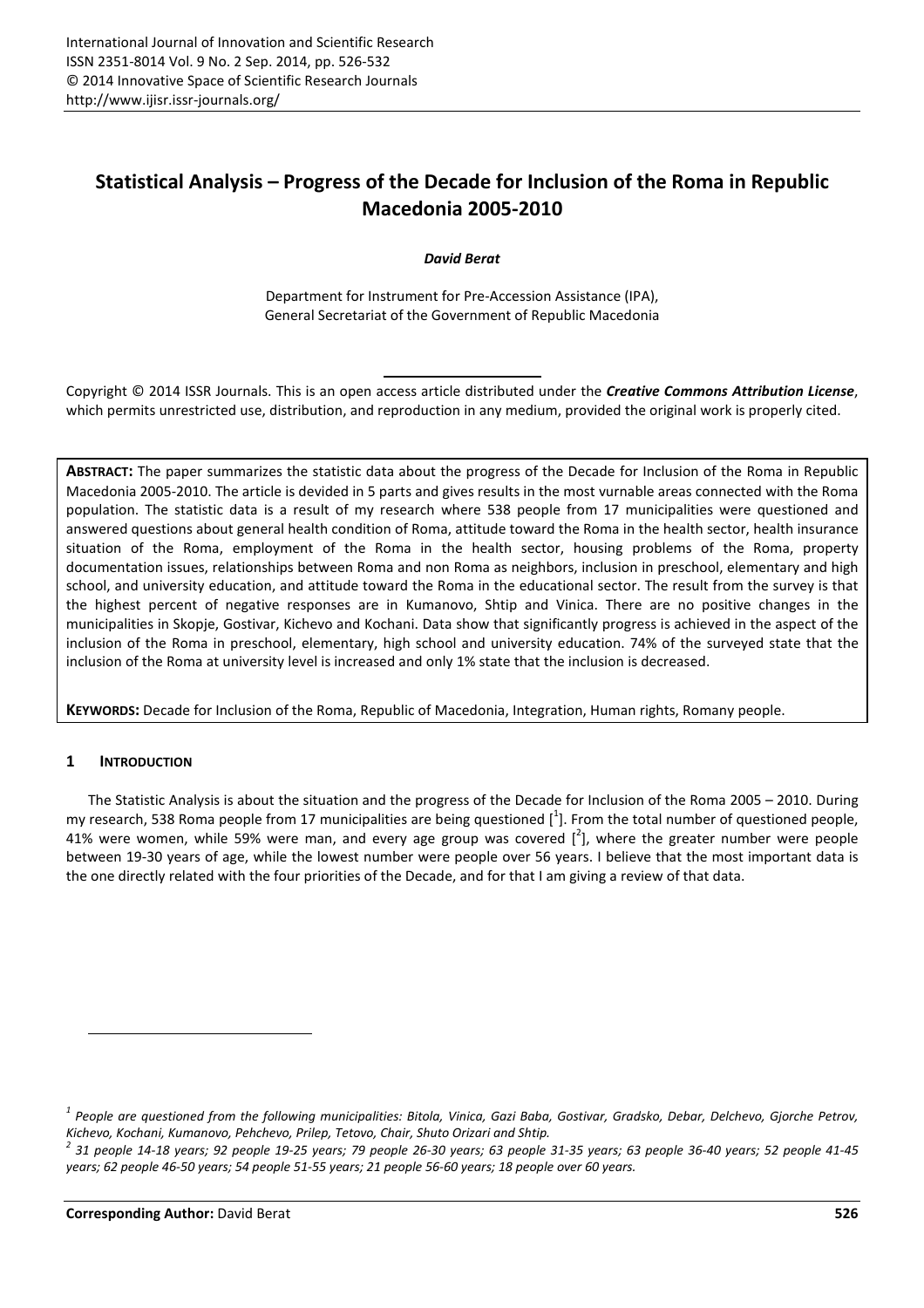# Statistical Analysis – Progress of the Decade for Inclusion of the Roma in Republic Macedonia 2005-2010

***David Berat***

Department for Instrument for Pre-Accession Assistance (IPA),
General Secretariat of the Government of Republic Macedonia

Copyright © 2014 ISSR Journals. This is an open access article distributed under the ***Creative Commons Attribution License***, which permits unrestricted use, distribution, and reproduction in any medium, provided the original work is properly cited.

**ABSTRACT:** The paper summarizes the statistic data about the progress of the Decade for Inclusion of the Roma in Republic Macedonia 2005-2010. The article is devided in 5 parts and gives results in the most vurnable areas connected with the Roma population. The statistic data is a result of my research where 538 people from 17 municipalities were questioned and answered questions about general health condition of Roma, attitude toward the Roma in the health sector, health insurance situation of the Roma, employment of the Roma in the health sector, housing problems of the Roma, property documentation issues, relationships between Roma and non Roma as neighbors, inclusion in preschool, elementary and high school, and university education, and attitude toward the Roma in the educational sector. The result from the survey is that the highest percent of negative responses are in Kumanovo, Shtip and Vinica. There are no positive changes in the municipalities in Skopje, Gostivar, Kichevo and Kochani. Data show that significantly progress is achieved in the aspect of the inclusion of the Roma in preschool, elementary, high school and university education. 74% of the surveyed state that the inclusion of the Roma at university level is increased and only 1% state that the inclusion is decreased.

**KEYWORDS:** Decade for Inclusion of the Roma, Republic of Macedonia, Integration, Human rights, Romany people.

## 1 INTRODUCTION

The Statistic Analysis is about the situation and the progress of the Decade for Inclusion of the Roma 2005 – 2010. During my research, 538 Roma people from 17 municipalities are being questioned [1]. From the total number of questioned people, 41% were women, while 59% were man, and every age group was covered [2], where the greater number were people between 19-30 years of age, while the lowest number were people over 56 years. I believe that the most important data is the one directly related with the four priorities of the Decade, and for that I am giving a review of that data.

---

*[1] People are questioned from the following municipalities: Bitola, Vinica, Gazi Baba, Gostivar, Gradsko, Debar, Delchevo, Gjorche Petrov, Kichevo, Kochani, Kumanovo, Pehchevo, Prilep, Tetovo, Chair, Shuto Orizari and Shtip.*

*[2] 31 people 14-18 years; 92 people 19-25 years; 79 people 26-30 years; 63 people 31-35 years; 63 people 36-40 years; 52 people 41-45 years; 62 people 46-50 years; 54 people 51-55 years; 21 people 56-60 years; 18 people over 60 years.*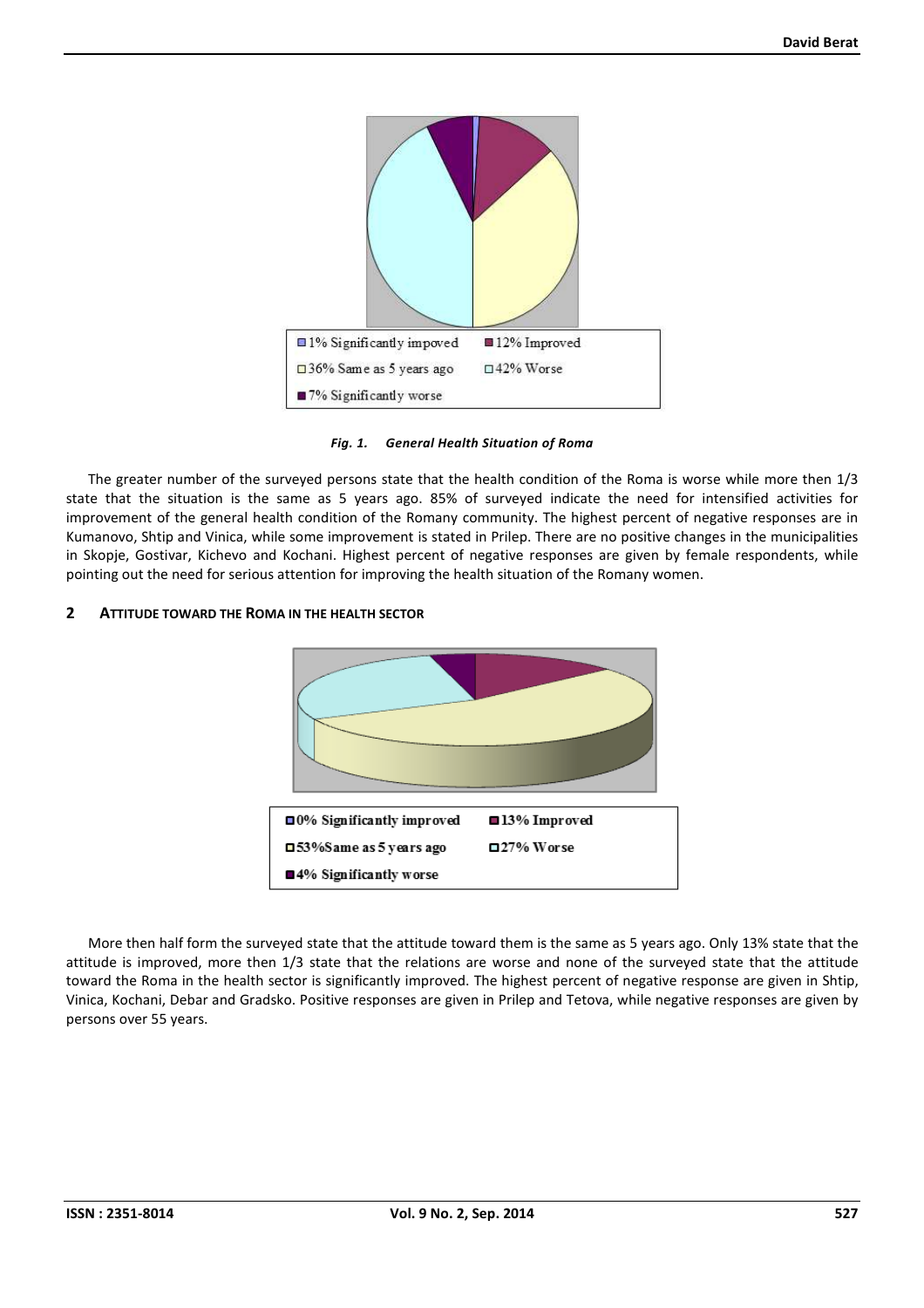1% Significantly impoved

12% Improved

36% Same as 5 years ago

42% Worse

7% Significantly worse

*Fig. 1. General Health Situation of Roma*

The greater number of the surveyed persons state that the health condition of the Roma is worse while more then 1/3 state that the situation is the same as 5 years ago. 85% of surveyed indicate the need for intensified activities for improvement of the general health condition of the Romany community. The highest percent of negative responses are in Kumanovo, Shtip and Vinica, while some improvement is stated in Prilep. There are no positive changes in the municipalities in Skopje, Gostivar, Kichevo and Kochani. Highest percent of negative responses are given by female respondents, while pointing out the need for serious attention for improving the health situation of the Romany women.

## 2 Attitude toward the Roma in the Health Sector

**0% Significantly improved**

**13% Improved**

**53%Same as 5 years ago**

**27% Worse**

**4% Significantly worse**

More then half form the surveyed state that the attitude toward them is the same as 5 years ago. Only 13% state that the attitude is improved, more then 1/3 state that the relations are worse and none of the surveyed state that the attitude toward the Roma in the health sector is significantly improved. The highest percent of negative response are given in Shtip, Vinica, Kochani, Debar and Gradsko. Positive responses are given in Prilep and Tetova, while negative responses are given by persons over 55 years.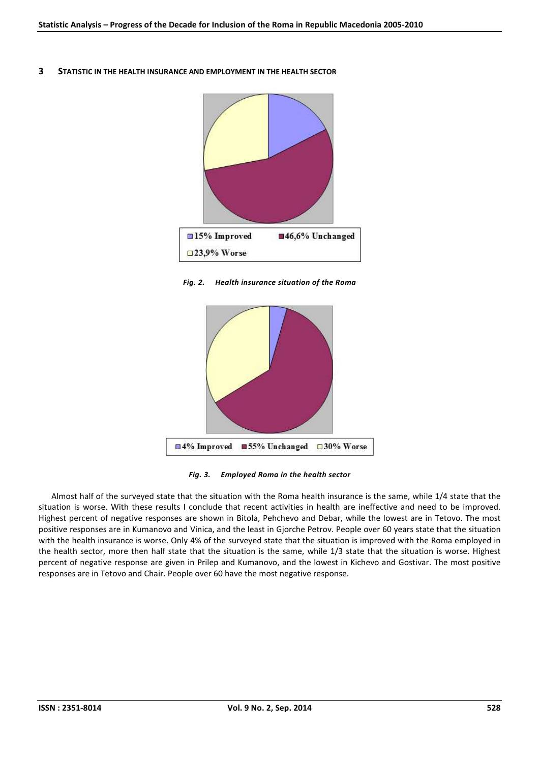## 3 STATISTIC IN THE HEALTH INSURANCE AND EMPLOYMENT IN THE HEALTH SECTOR

15% Improved  46,6% Unchanged  23,9% Worse

*Fig. 2. Health insurance situation of the Roma*

4% Improved  55% Unchanged  30% Worse

*Fig. 3. Employed Roma in the health sector*

Almost half of the surveyed state that the situation with the Roma health insurance is the same, while 1/4 state that the situation is worse. With these results I conclude that recent activities in health are ineffective and need to be improved. Highest percent of negative responses are shown in Bitola, Pehchevo and Debar, while the lowest are in Tetovo. The most positive responses are in Kumanovo and Vinica, and the least in Gjorche Petrov. People over 60 years state that the situation with the health insurance is worse. Only 4% of the surveyed state that the situation is improved with the Roma employed in the health sector, more then half state that the situation is the same, while 1/3 state that the situation is worse. Highest percent of negative response are given in Prilep and Kumanovo, and the lowest in Kichevo and Gostivar. The most positive responses are in Tetovo and Chair. People over 60 have the most negative response.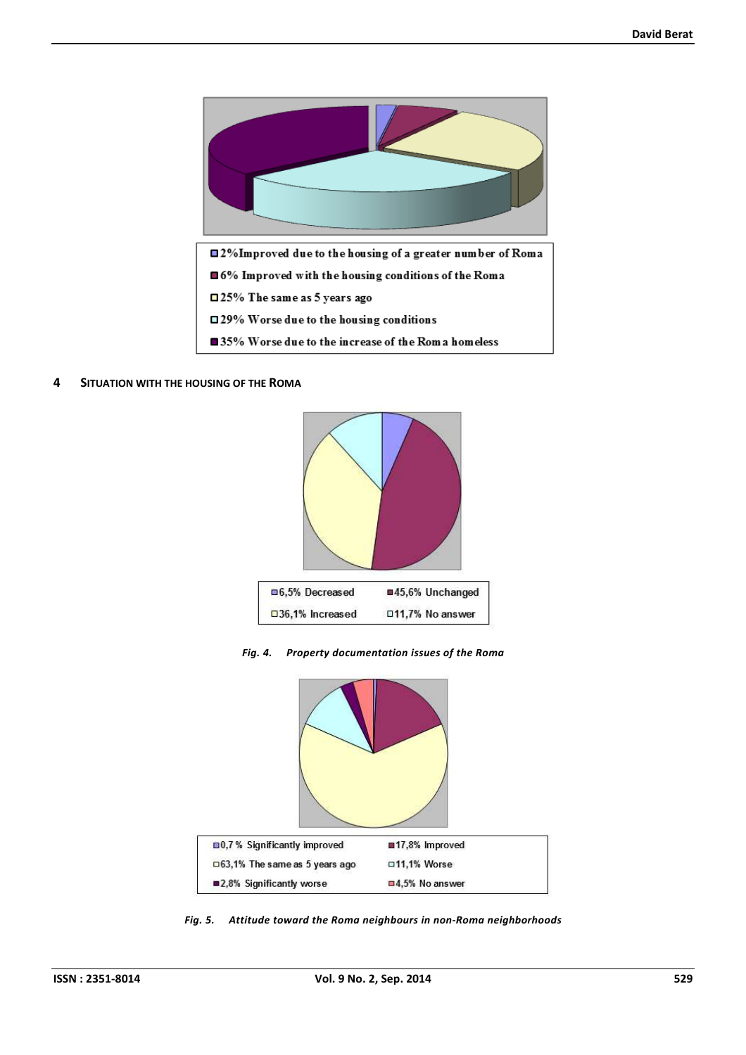2%Improved due to the housing of a greater number of Roma

6% Improved with the housing conditions of the Roma

25% The same as 5 years ago

29% Worse due to the housing conditions

35% Worse due to the increase of the Roma homeless

## 4 SITUATION WITH THE HOUSING OF THE ROMA

6,5% Decreased | 45,6% Unchanged | 36,1% Increased | 11,7% No answer

*Fig. 4. Property documentation issues of the Roma*

0,7 % Significantly improved | 17,8% Improved | 63,1% The same as 5 years ago | 11,1% Worse | 2,8% Significantly worse | 4,5% No answer

*Fig. 5. Attitude toward the Roma neighbours in non-Roma neighborhoods*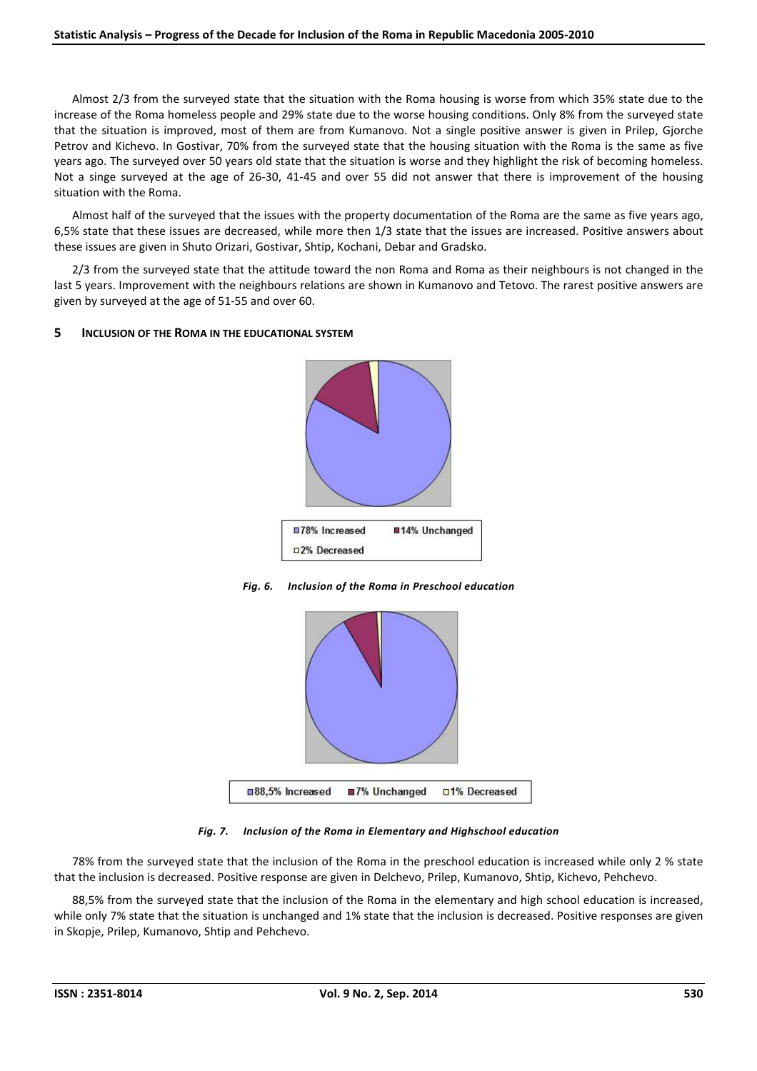Almost 2/3 from the surveyed state that the situation with the Roma housing is worse from which 35% state due to the increase of the Roma homeless people and 29% state due to the worse housing conditions. Only 8% from the surveyed state that the situation is improved, most of them are from Kumanovo. Not a single positive answer is given in Prilep, Gjorche Petrov and Kichevo. In Gostivar, 70% from the surveyed state that the housing situation with the Roma is the same as five years ago. The surveyed over 50 years old state that the situation is worse and they highlight the risk of becoming homeless. Not a singe surveyed at the age of 26-30, 41-45 and over 55 did not answer that there is improvement of the housing situation with the Roma.

Almost half of the surveyed that the issues with the property documentation of the Roma are the same as five years ago, 6,5% state that these issues are decreased, while more then 1/3 state that the issues are increased. Positive answers about these issues are given in Shuto Orizari, Gostivar, Shtip, Kochani, Debar and Gradsko.

2/3 from the surveyed state that the attitude toward the non Roma and Roma as their neighbours is not changed in the last 5 years. Improvement with the neighbours relations are shown in Kumanovo and Tetovo. The rarest positive answers are given by surveyed at the age of 51-55 and over 60.

## 5 INCLUSION OF THE ROMA IN THE EDUCATIONAL SYSTEM

78% Increased | 14% Unchanged | 2% Decreased

*Fig. 6. Inclusion of the Roma in Preschool education*

88,5% Increased | 7% Unchanged | 1% Decreased

*Fig. 7. Inclusion of the Roma in Elementary and Highschool education*

78% from the surveyed state that the inclusion of the Roma in the preschool education is increased while only 2 % state that the inclusion is decreased. Positive response are given in Delchevo, Prilep, Kumanovo, Shtip, Kichevo, Pehchevo.

88,5% from the surveyed state that the inclusion of the Roma in the elementary and high school education is increased, while only 7% state that the situation is unchanged and 1% state that the inclusion is decreased. Positive responses are given in Skopje, Prilep, Kumanovo, Shtip and Pehchevo.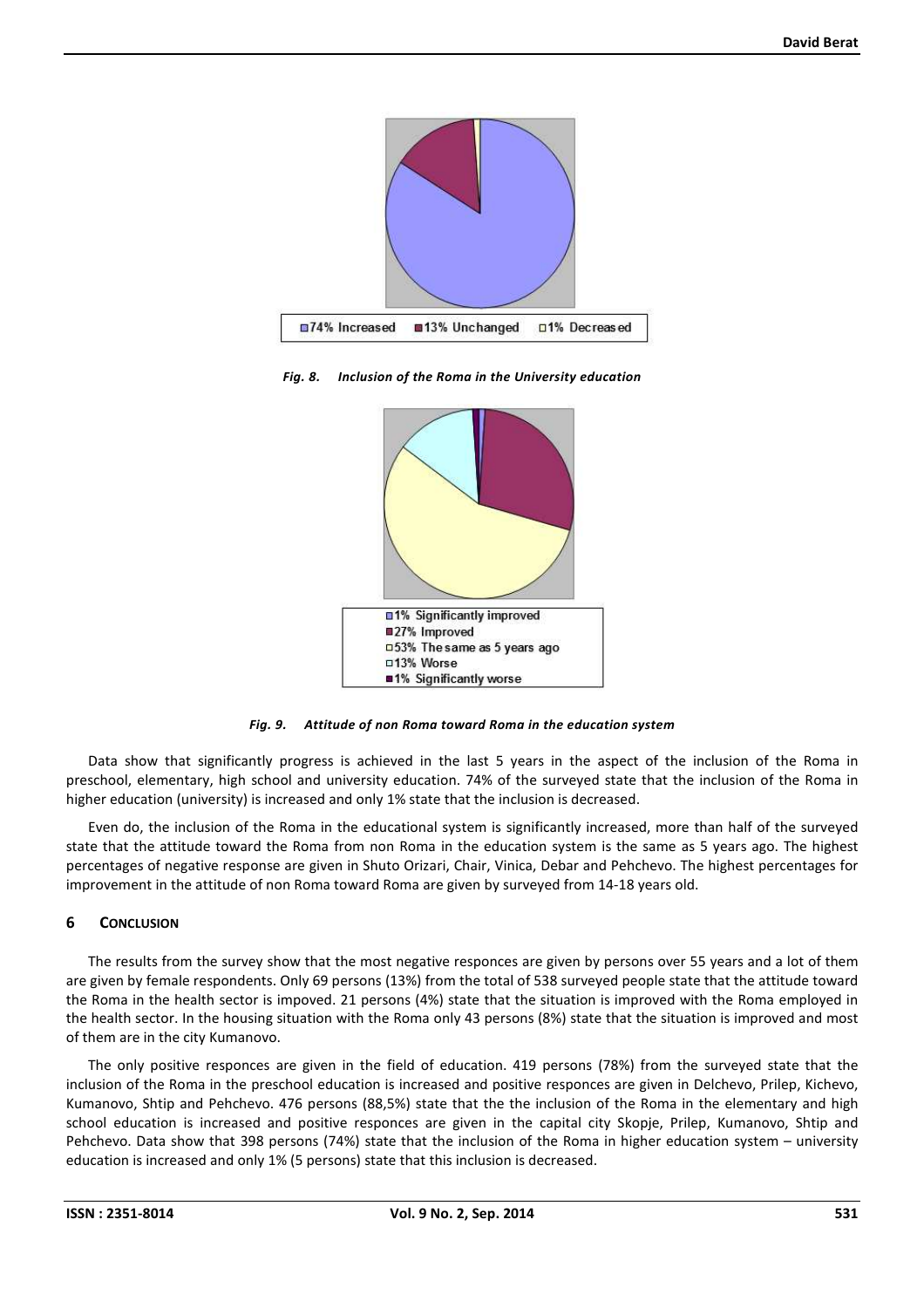74% Increased  13% Unchanged  1% Decreased

*Fig. 8. Inclusion of the Roma in the University education*

1% Significantly improved
27% Improved
53% The same as 5 years ago
13% Worse
1% Significantly worse

*Fig. 9. Attitude of non Roma toward Roma in the education system*

Data show that significantly progress is achieved in the last 5 years in the aspect of the inclusion of the Roma in preschool, elementary, high school and university education. 74% of the surveyed state that the inclusion of the Roma in higher education (university) is increased and only 1% state that the inclusion is decreased.

Even do, the inclusion of the Roma in the educational system is significantly increased, more than half of the surveyed state that the attitude toward the Roma from non Roma in the education system is the same as 5 years ago. The highest percentages of negative response are given in Shuto Orizari, Chair, Vinica, Debar and Pehchevo. The highest percentages for improvement in the attitude of non Roma toward Roma are given by surveyed from 14-18 years old.

## 6 Conclusion

The results from the survey show that the most negative responces are given by persons over 55 years and a lot of them are given by female respondents. Only 69 persons (13%) from the total of 538 surveyed people state that the attitude toward the Roma in the health sector is impoved. 21 persons (4%) state that the situation is improved with the Roma employed in the health sector. In the housing situation with the Roma only 43 persons (8%) state that the situation is improved and most of them are in the city Kumanovo.

The only positive responces are given in the field of education. 419 persons (78%) from the surveyed state that the inclusion of the Roma in the preschool education is increased and positive responces are given in Delchevo, Prilep, Kichevo, Kumanovo, Shtip and Pehchevo. 476 persons (88,5%) state that the the inclusion of the Roma in the elementary and high school education is increased and positive responces are given in the capital city Skopje, Prilep, Kumanovo, Shtip and Pehchevo. Data show that 398 persons (74%) state that the inclusion of the Roma in higher education system – university education is increased and only 1% (5 persons) state that this inclusion is decreased.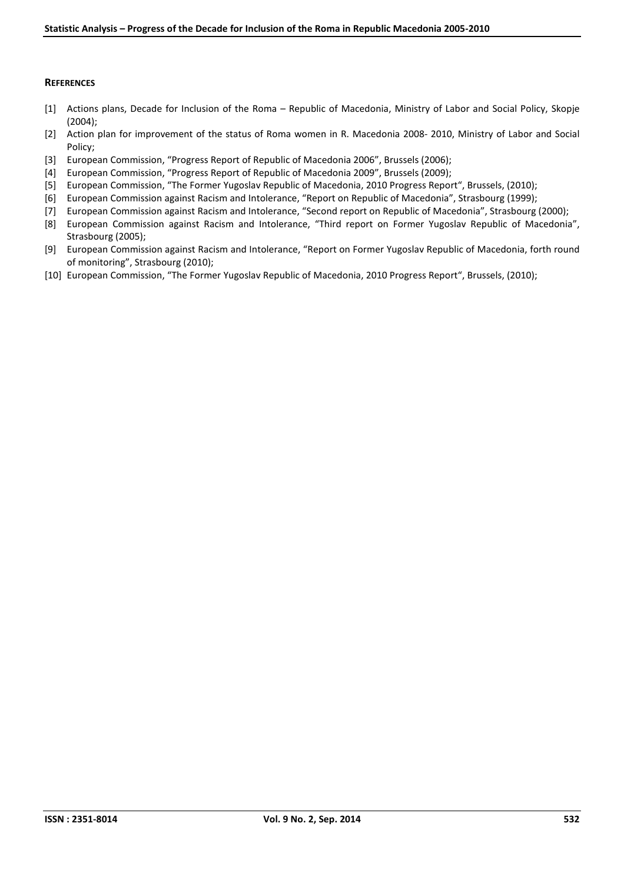## REFERENCES

- [1] Actions plans, Decade for Inclusion of the Roma – Republic of Macedonia, Ministry of Labor and Social Policy, Skopje (2004);
- [2] Action plan for improvement of the status of Roma women in R. Macedonia 2008- 2010, Ministry of Labor and Social Policy;
- [3] European Commission, "Progress Report of Republic of Macedonia 2006", Brussels (2006);
- [4] European Commission, "Progress Report of Republic of Macedonia 2009", Brussels (2009);
- [5] European Commission, "The Former Yugoslav Republic of Macedonia, 2010 Progress Report", Brussels, (2010);
- [6] European Commission against Racism and Intolerance, "Report on Republic of Macedonia", Strasbourg (1999);
- [7] European Commission against Racism and Intolerance, "Second report on Republic of Macedonia", Strasbourg (2000);
- [8] European Commission against Racism and Intolerance, "Third report on Former Yugoslav Republic of Macedonia", Strasbourg (2005);
- [9] European Commission against Racism and Intolerance, "Report on Former Yugoslav Republic of Macedonia, forth round of monitoring", Strasbourg (2010);
- [10] European Commission, "The Former Yugoslav Republic of Macedonia, 2010 Progress Report", Brussels, (2010);